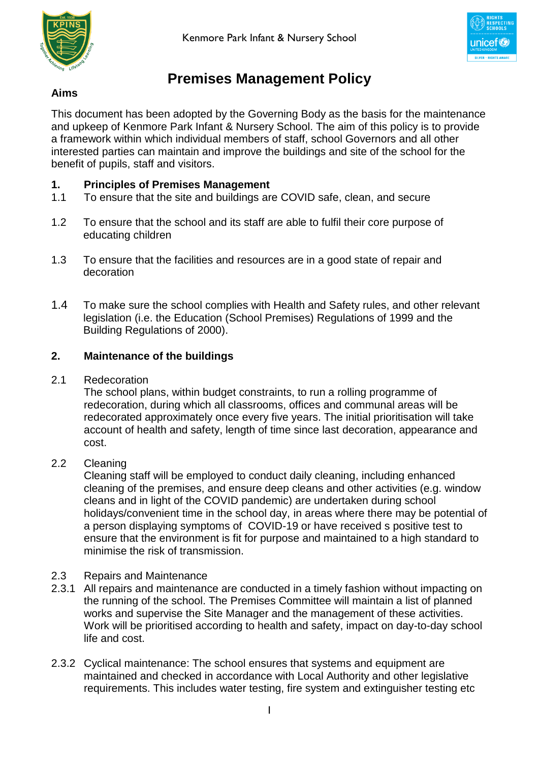Kenmore Park Infant & Nursery School

# Premises Management Policy

## Aims

This document has been adopted by the Governing Body as the basis for the maintenance and upkeep of Kenmore Park Infant & Nursery School. The aim of this policy is to provide a framework within which individual members of staff, school Governors and all other interested parties can maintain and improve the buildings and site of the school for the benefit of pupils, staff and visitors.

## 1. Principles of Premises Management

1.1 To ensure that the site and buildings are COVID safe, clean, and secure

1.2 To ensure that the school and its staff are able to fulfil their core purpose of educating children

1.3 To ensure that the facilities and resources are in a good state of repair and decoration

1.4 To make sure the school complies with Health and Safety rules, and other relevant legislation (i.e. the Education (School Premises) Regulations of 1999 and the Building Regulations of 2000).

## 2. Maintenance of the buildings

2.1 Redecoration

The school plans, within budget constraints, to run a rolling programme of redecoration, during which all classrooms, offices and communal areas will be redecorated approximately once every five years. The initial prioritisation will take account of health and safety, length of time since last decoration, appearance and cost.

2.2 Cleaning

Cleaning staff will be employed to conduct daily cleaning, including enhanced cleaning of the premises, and ensure deep cleans and other activities (e.g. window cleans and in light of the COVID pandemic) are undertaken during school holidays/convenient time in the school day, in areas where there may be potential of a person displaying symptoms of COVID-19 or have received s positive test to ensure that the environment is fit for purpose and maintained to a high standard to minimise the risk of transmission.

2.3 Repairs and Maintenance

2.3.1 All repairs and maintenance are conducted in a timely fashion without impacting on the running of the school. The Premises Committee will maintain a list of planned works and supervise the Site Manager and the management of these activities. Work will be prioritised according to health and safety, impact on day-to-day school life and cost.

2.3.2 Cyclical maintenance: The school ensures that systems and equipment are maintained and checked in accordance with Local Authority and other legislative requirements. This includes water testing, fire system and extinguisher testing etc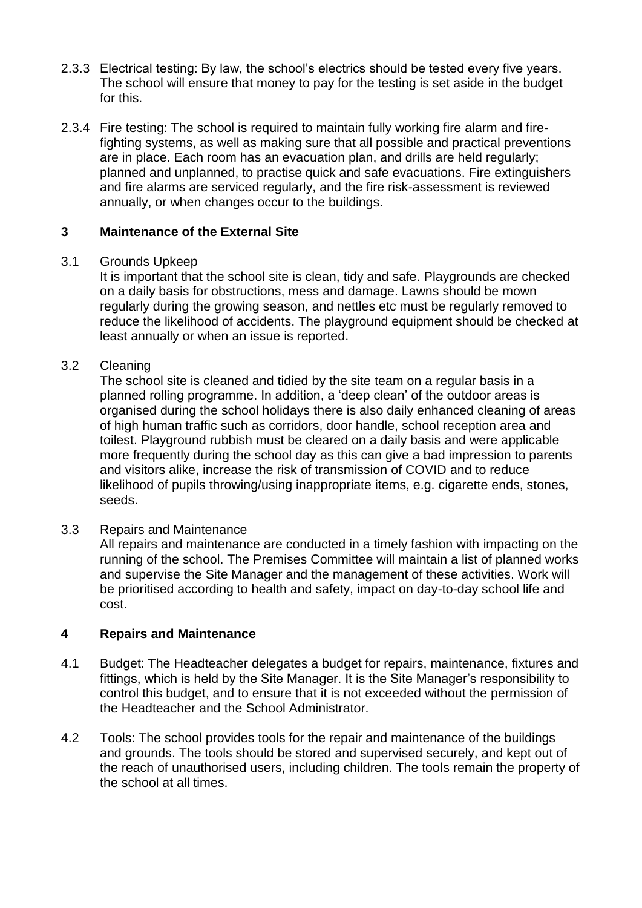2.3.3 Electrical testing: By law, the school's electrics should be tested every five years. The school will ensure that money to pay for the testing is set aside in the budget for this.

2.3.4 Fire testing: The school is required to maintain fully working fire alarm and fire-fighting systems, as well as making sure that all possible and practical preventions are in place. Each room has an evacuation plan, and drills are held regularly; planned and unplanned, to practise quick and safe evacuations. Fire extinguishers and fire alarms are serviced regularly, and the fire risk-assessment is reviewed annually, or when changes occur to the buildings.

## 3 Maintenance of the External Site

3.1 Grounds Upkeep

It is important that the school site is clean, tidy and safe. Playgrounds are checked on a daily basis for obstructions, mess and damage. Lawns should be mown regularly during the growing season, and nettles etc must be regularly removed to reduce the likelihood of accidents. The playground equipment should be checked at least annually or when an issue is reported.

3.2 Cleaning

The school site is cleaned and tidied by the site team on a regular basis in a planned rolling programme. In addition, a 'deep clean' of the outdoor areas is organised during the school holidays there is also daily enhanced cleaning of areas of high human traffic such as corridors, door handle, school reception area and toilest. Playground rubbish must be cleared on a daily basis and were applicable more frequently during the school day as this can give a bad impression to parents and visitors alike, increase the risk of transmission of COVID and to reduce likelihood of pupils throwing/using inappropriate items, e.g. cigarette ends, stones, seeds.

3.3 Repairs and Maintenance

All repairs and maintenance are conducted in a timely fashion with impacting on the running of the school. The Premises Committee will maintain a list of planned works and supervise the Site Manager and the management of these activities. Work will be prioritised according to health and safety, impact on day-to-day school life and cost.

## 4 Repairs and Maintenance

4.1 Budget: The Headteacher delegates a budget for repairs, maintenance, fixtures and fittings, which is held by the Site Manager. It is the Site Manager's responsibility to control this budget, and to ensure that it is not exceeded without the permission of the Headteacher and the School Administrator.

4.2 Tools: The school provides tools for the repair and maintenance of the buildings and grounds. The tools should be stored and supervised securely, and kept out of the reach of unauthorised users, including children. The tools remain the property of the school at all times.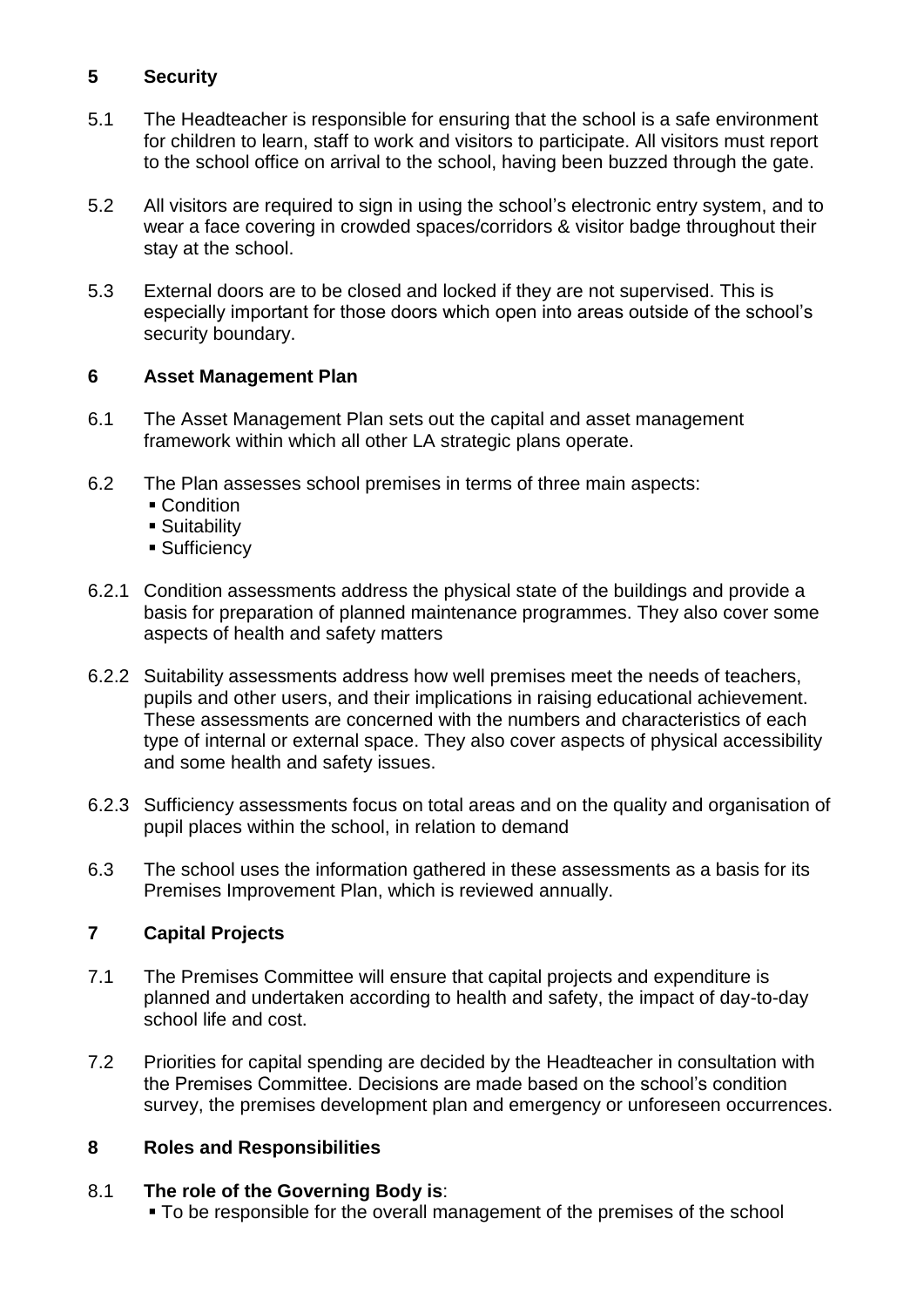## 5 Security

5.1 The Headteacher is responsible for ensuring that the school is a safe environment for children to learn, staff to work and visitors to participate. All visitors must report to the school office on arrival to the school, having been buzzed through the gate.

5.2 All visitors are required to sign in using the school's electronic entry system, and to wear a face covering in crowded spaces/corridors & visitor badge throughout their stay at the school.

5.3 External doors are to be closed and locked if they are not supervised. This is especially important for those doors which open into areas outside of the school's security boundary.

## 6 Asset Management Plan

6.1 The Asset Management Plan sets out the capital and asset management framework within which all other LA strategic plans operate.

6.2 The Plan assesses school premises in terms of three main aspects:

- Condition
- Suitability
- Sufficiency

6.2.1 Condition assessments address the physical state of the buildings and provide a basis for preparation of planned maintenance programmes. They also cover some aspects of health and safety matters

6.2.2 Suitability assessments address how well premises meet the needs of teachers, pupils and other users, and their implications in raising educational achievement. These assessments are concerned with the numbers and characteristics of each type of internal or external space. They also cover aspects of physical accessibility and some health and safety issues.

6.2.3 Sufficiency assessments focus on total areas and on the quality and organisation of pupil places within the school, in relation to demand

6.3 The school uses the information gathered in these assessments as a basis for its Premises Improvement Plan, which is reviewed annually.

## 7 Capital Projects

7.1 The Premises Committee will ensure that capital projects and expenditure is planned and undertaken according to health and safety, the impact of day-to-day school life and cost.

7.2 Priorities for capital spending are decided by the Headteacher in consultation with the Premises Committee. Decisions are made based on the school's condition survey, the premises development plan and emergency or unforeseen occurrences.

## 8 Roles and Responsibilities

8.1 **The role of the Governing Body is**:

- To be responsible for the overall management of the premises of the school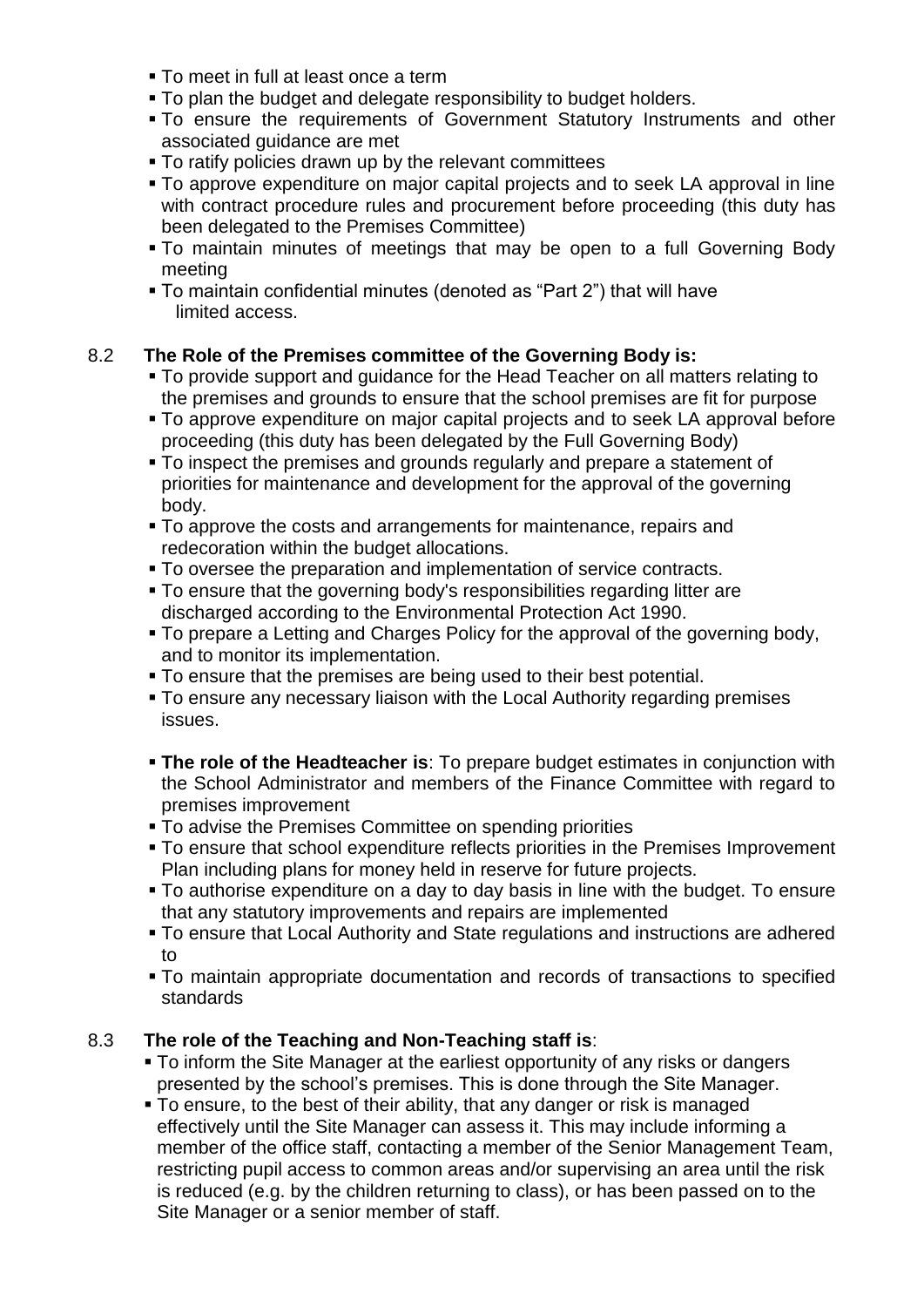- To meet in full at least once a term
- To plan the budget and delegate responsibility to budget holders.
- To ensure the requirements of Government Statutory Instruments and other associated guidance are met
- To ratify policies drawn up by the relevant committees
- To approve expenditure on major capital projects and to seek LA approval in line with contract procedure rules and procurement before proceeding (this duty has been delegated to the Premises Committee)
- To maintain minutes of meetings that may be open to a full Governing Body meeting
- To maintain confidential minutes (denoted as "Part 2") that will have limited access.

8.2 **The Role of the Premises committee of the Governing Body is:**

- To provide support and guidance for the Head Teacher on all matters relating to the premises and grounds to ensure that the school premises are fit for purpose
- To approve expenditure on major capital projects and to seek LA approval before proceeding (this duty has been delegated by the Full Governing Body)
- To inspect the premises and grounds regularly and prepare a statement of priorities for maintenance and development for the approval of the governing body.
- To approve the costs and arrangements for maintenance, repairs and redecoration within the budget allocations.
- To oversee the preparation and implementation of service contracts.
- To ensure that the governing body's responsibilities regarding litter are discharged according to the Environmental Protection Act 1990.
- To prepare a Letting and Charges Policy for the approval of the governing body, and to monitor its implementation.
- To ensure that the premises are being used to their best potential.
- To ensure any necessary liaison with the Local Authority regarding premises issues.

- **The role of the Headteacher is**: To prepare budget estimates in conjunction with the School Administrator and members of the Finance Committee with regard to premises improvement
- To advise the Premises Committee on spending priorities
- To ensure that school expenditure reflects priorities in the Premises Improvement Plan including plans for money held in reserve for future projects.
- To authorise expenditure on a day to day basis in line with the budget. To ensure that any statutory improvements and repairs are implemented
- To ensure that Local Authority and State regulations and instructions are adhered to
- To maintain appropriate documentation and records of transactions to specified standards

8.3 **The role of the Teaching and Non-Teaching staff is**:

- To inform the Site Manager at the earliest opportunity of any risks or dangers presented by the school's premises. This is done through the Site Manager.
- To ensure, to the best of their ability, that any danger or risk is managed effectively until the Site Manager can assess it. This may include informing a member of the office staff, contacting a member of the Senior Management Team, restricting pupil access to common areas and/or supervising an area until the risk is reduced (e.g. by the children returning to class), or has been passed on to the Site Manager or a senior member of staff.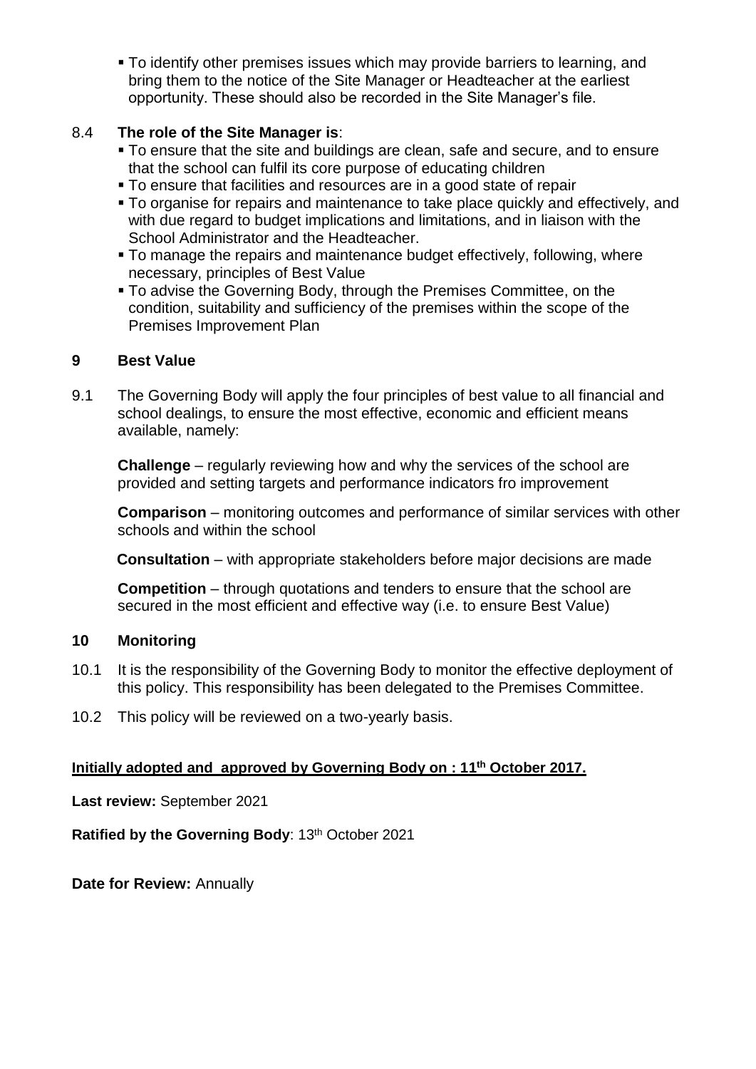- To identify other premises issues which may provide barriers to learning, and bring them to the notice of the Site Manager or Headteacher at the earliest opportunity. These should also be recorded in the Site Manager's file.

8.4 **The role of the Site Manager is**:

- To ensure that the site and buildings are clean, safe and secure, and to ensure that the school can fulfil its core purpose of educating children
- To ensure that facilities and resources are in a good state of repair
- To organise for repairs and maintenance to take place quickly and effectively, and with due regard to budget implications and limitations, and in liaison with the School Administrator and the Headteacher.
- To manage the repairs and maintenance budget effectively, following, where necessary, principles of Best Value
- To advise the Governing Body, through the Premises Committee, on the condition, suitability and sufficiency of the premises within the scope of the Premises Improvement Plan

## 9 Best Value

9.1 The Governing Body will apply the four principles of best value to all financial and school dealings, to ensure the most effective, economic and efficient means available, namely:

**Challenge** – regularly reviewing how and why the services of the school are provided and setting targets and performance indicators fro improvement

**Comparison** – monitoring outcomes and performance of similar services with other schools and within the school

**Consultation** – with appropriate stakeholders before major decisions are made

**Competition** – through quotations and tenders to ensure that the school are secured in the most efficient and effective way (i.e. to ensure Best Value)

## 10 Monitoring

10.1 It is the responsibility of the Governing Body to monitor the effective deployment of this policy. This responsibility has been delegated to the Premises Committee.

10.2 This policy will be reviewed on a two-yearly basis.

**Initially adopted and approved by Governing Body on : 11th October 2017.**

**Last review:** September 2021

**Ratified by the Governing Body**: 13th October 2021

**Date for Review:** Annually